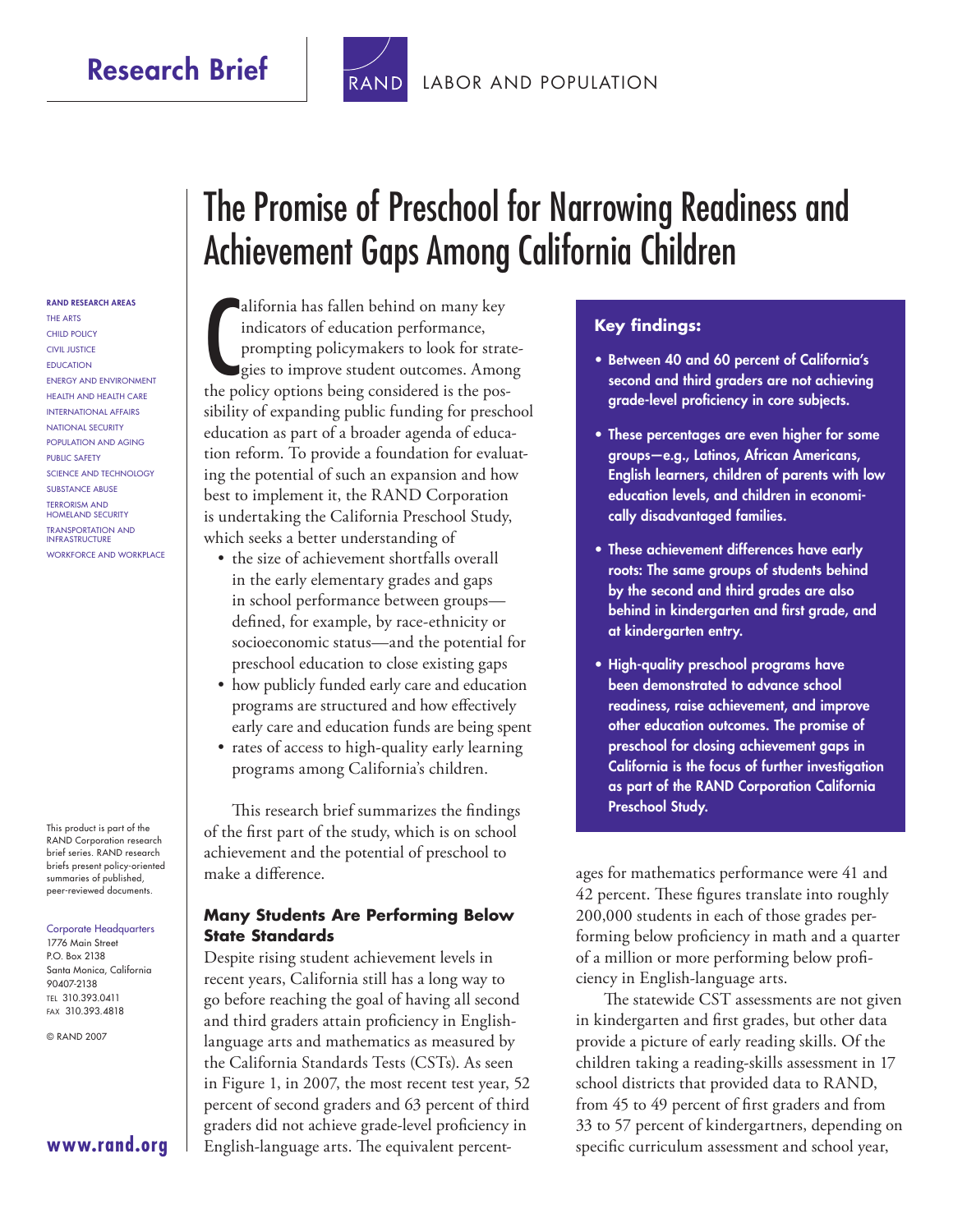Research Brief

LABOR AND POPULATION

# The Promise of Preschool for Narrowing Readiness and Achievement Gaps Among California Children

California has fallen behind on many key indicators of education performance, prompting policymakers to look for strategies to improve student outcomes. Among the policy options being considered is the possibility of expanding public funding for preschool education as part of a broader agenda of education reform. To provide a foundation for evaluating the potential of such an expansion and how best to implement it, the RAND Corporation is undertaking the California Preschool Study, which seeks a better understanding of

- the size of achievement shortfalls overall in the early elementary grades and gaps in school performance between groups—defined, for example, by race-ethnicity or socioeconomic status—and the potential for preschool education to close existing gaps
- how publicly funded early care and education programs are structured and how effectively early care and education funds are being spent
- rates of access to high-quality early learning programs among California's children.

This research brief summarizes the findings of the first part of the study, which is on school achievement and the potential of preschool to make a difference.

### Key findings:

- **Between 40 and 60 percent of California's second and third graders are not achieving grade-level proficiency in core subjects.**
- **These percentages are even higher for some groups—e.g., Latinos, African Americans, English learners, children of parents with low education levels, and children in economically disadvantaged families.**
- **These achievement differences have early roots: The same groups of students behind by the second and third grades are also behind in kindergarten and first grade, and at kindergarten entry.**
- **High-quality preschool programs have been demonstrated to advance school readiness, raise achievement, and improve other education outcomes. The promise of preschool for closing achievement gaps in California is the focus of further investigation as part of the RAND Corporation California Preschool Study.**

## Many Students Are Performing Below State Standards

Despite rising student achievement levels in recent years, California still has a long way to go before reaching the goal of having all second and third graders attain proficiency in English-language arts and mathematics as measured by the California Standards Tests (CSTs). As seen in Figure 1, in 2007, the most recent test year, 52 percent of second graders and 63 percent of third graders did not achieve grade-level proficiency in English-language arts. The equivalent percentages for mathematics performance were 41 and 42 percent. These figures translate into roughly 200,000 students in each of those grades performing below proficiency in math and a quarter of a million or more performing below proficiency in English-language arts.

The statewide CST assessments are not given in kindergarten and first grades, but other data provide a picture of early reading skills. Of the children taking a reading-skills assessment in 17 school districts that provided data to RAND, from 45 to 49 percent of first graders and from 33 to 57 percent of kindergartners, depending on specific curriculum assessment and school year,

RAND RESEARCH AREAS
THE ARTS
CHILD POLICY
CIVIL JUSTICE
EDUCATION
ENERGY AND ENVIRONMENT
HEALTH AND HEALTH CARE
INTERNATIONAL AFFAIRS
NATIONAL SECURITY
POPULATION AND AGING
PUBLIC SAFETY
SCIENCE AND TECHNOLOGY
SUBSTANCE ABUSE
TERRORISM AND HOMELAND SECURITY
TRANSPORTATION AND INFRASTRUCTURE
WORKFORCE AND WORKPLACE

This product is part of the RAND Corporation research brief series. RAND research briefs present policy-oriented summaries of published, peer-reviewed documents.

Corporate Headquarters
1776 Main Street
P.O. Box 2138
Santa Monica, California 90407-2138
TEL 310.393.0411
FAX 310.393.4818

© RAND 2007

www.rand.org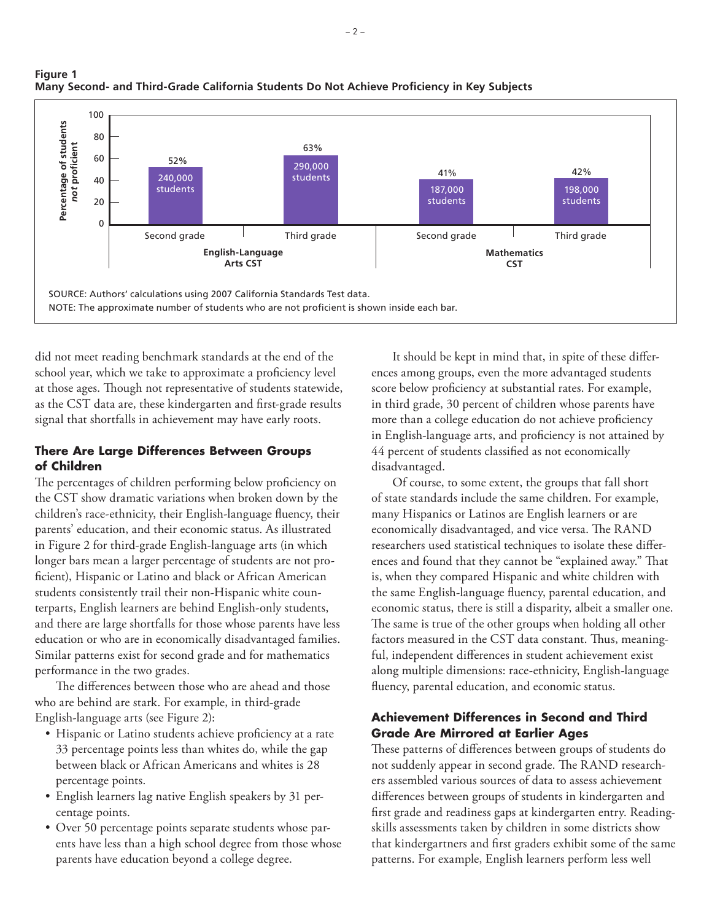**Figure 1**
**Many Second- and Third-Grade California Students Do Not Achieve Proficiency in Key Subjects**

| Test | Grade | Percentage of students *not* proficient | Approximate number of students |
|---|---|---|---|
| English-Language Arts CST | Second grade | 52% | 240,000 students |
| English-Language Arts CST | Third grade | 63% | 290,000 students |
| Mathematics CST | Second grade | 41% | 187,000 students |
| Mathematics CST | Third grade | 42% | 198,000 students |

SOURCE: Authors' calculations using 2007 California Standards Test data.
NOTE: The approximate number of students who are not proficient is shown inside each bar.

did not meet reading benchmark standards at the end of the school year, which we take to approximate a proficiency level at those ages. Though not representative of students statewide, as the CST data are, these kindergarten and first-grade results signal that shortfalls in achievement may have early roots.

### There Are Large Differences Between Groups of Children

The percentages of children performing below proficiency on the CST show dramatic variations when broken down by the children's race-ethnicity, their English-language fluency, their parents' education, and their economic status. As illustrated in Figure 2 for third-grade English-language arts (in which longer bars mean a larger percentage of students are not proficient), Hispanic or Latino and black or African American students consistently trail their non-Hispanic white counterparts, English learners are behind English-only students, and there are large shortfalls for those whose parents have less education or who are in economically disadvantaged families. Similar patterns exist for second grade and for mathematics performance in the two grades.

The differences between those who are ahead and those who are behind are stark. For example, in third-grade English-language arts (see Figure 2):

- Hispanic or Latino students achieve proficiency at a rate 33 percentage points less than whites do, while the gap between black or African Americans and whites is 28 percentage points.
- English learners lag native English speakers by 31 percentage points.
- Over 50 percentage points separate students whose parents have less than a high school degree from those whose parents have education beyond a college degree.

It should be kept in mind that, in spite of these differences among groups, even the more advantaged students score below proficiency at substantial rates. For example, in third grade, 30 percent of children whose parents have more than a college education do not achieve proficiency in English-language arts, and proficiency is not attained by 44 percent of students classified as not economically disadvantaged.

Of course, to some extent, the groups that fall short of state standards include the same children. For example, many Hispanics or Latinos are English learners or are economically disadvantaged, and vice versa. The RAND researchers used statistical techniques to isolate these differences and found that they cannot be "explained away." That is, when they compared Hispanic and white children with the same English-language fluency, parental education, and economic status, there is still a disparity, albeit a smaller one. The same is true of the other groups when holding all other factors measured in the CST data constant. Thus, meaningful, independent differences in student achievement exist along multiple dimensions: race-ethnicity, English-language fluency, parental education, and economic status.

### Achievement Differences in Second and Third Grade Are Mirrored at Earlier Ages

These patterns of differences between groups of students do not suddenly appear in second grade. The RAND researchers assembled various sources of data to assess achievement differences between groups of students in kindergarten and first grade and readiness gaps at kindergarten entry. Reading-skills assessments taken by children in some districts show that kindergartners and first graders exhibit some of the same patterns. For example, English learners perform less well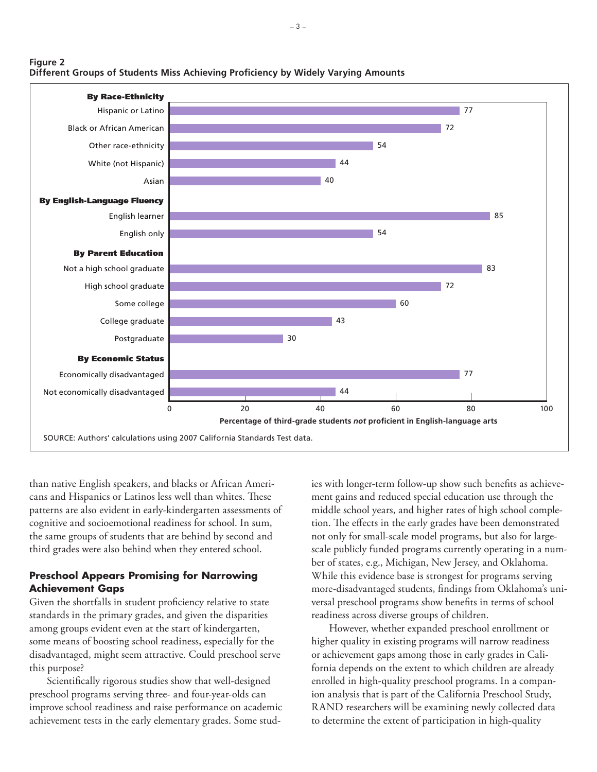**Figure 2**
**Different Groups of Students Miss Achieving Proficiency by Widely Varying Amounts**

| Group | Percentage of third-grade students *not* proficient in English-language arts |
|---|---|
| **By Race-Ethnicity** | |
| Hispanic or Latino | 77 |
| Black or African American | 72 |
| Other race-ethnicity | 54 |
| White (not Hispanic) | 44 |
| Asian | 40 |
| **By English-Language Fluency** | |
| English learner | 85 |
| English only | 54 |
| **By Parent Education** | |
| Not a high school graduate | 83 |
| High school graduate | 72 |
| Some college | 60 |
| College graduate | 43 |
| Postgraduate | 30 |
| **By Economic Status** | |
| Economically disadvantaged | 77 |
| Not economically disadvantaged | 44 |

SOURCE: Authors' calculations using 2007 California Standards Test data.

than native English speakers, and blacks or African Americans and Hispanics or Latinos less well than whites. These patterns are also evident in early-kindergarten assessments of cognitive and socioemotional readiness for school. In sum, the same groups of students that are behind by second and third grades were also behind when they entered school.

## Preschool Appears Promising for Narrowing Achievement Gaps

Given the shortfalls in student proficiency relative to state standards in the primary grades, and given the disparities among groups evident even at the start of kindergarten, some means of boosting school readiness, especially for the disadvantaged, might seem attractive. Could preschool serve this purpose?

Scientifically rigorous studies show that well-designed preschool programs serving three- and four-year-olds can improve school readiness and raise performance on academic achievement tests in the early elementary grades. Some studies with longer-term follow-up show such benefits as achievement gains and reduced special education use through the middle school years, and higher rates of high school completion. The effects in the early grades have been demonstrated not only for small-scale model programs, but also for large-scale publicly funded programs currently operating in a number of states, e.g., Michigan, New Jersey, and Oklahoma. While this evidence base is strongest for programs serving more-disadvantaged students, findings from Oklahoma's universal preschool programs show benefits in terms of school readiness across diverse groups of children.

However, whether expanded preschool enrollment or higher quality in existing programs will narrow readiness or achievement gaps among those in early grades in California depends on the extent to which children are already enrolled in high-quality preschool programs. In a companion analysis that is part of the California Preschool Study, RAND researchers will be examining newly collected data to determine the extent of participation in high-quality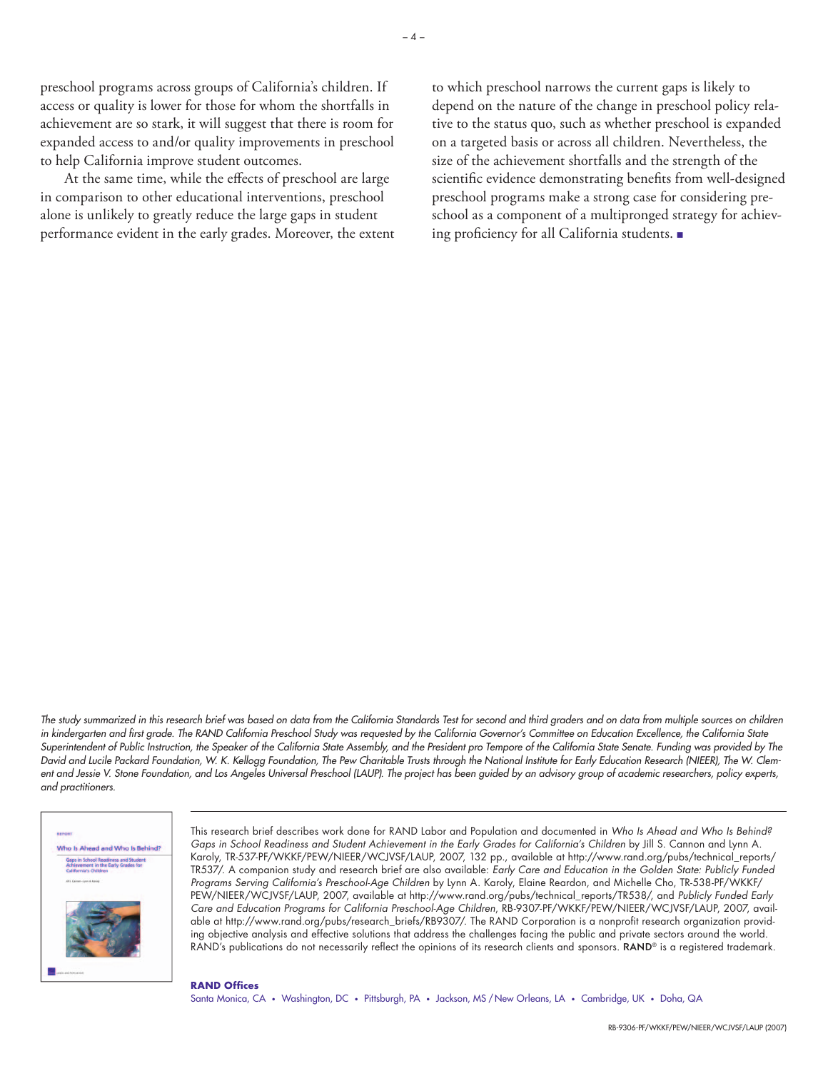preschool programs across groups of California's children. If access or quality is lower for those for whom the shortfalls in achievement are so stark, it will suggest that there is room for expanded access to and/or quality improvements in preschool to help California improve student outcomes.

At the same time, while the effects of preschool are large in comparison to other educational interventions, preschool alone is unlikely to greatly reduce the large gaps in student performance evident in the early grades. Moreover, the extent to which preschool narrows the current gaps is likely to depend on the nature of the change in preschool policy relative to the status quo, such as whether preschool is expanded on a targeted basis or across all children. Nevertheless, the size of the achievement shortfalls and the strength of the scientific evidence demonstrating benefits from well-designed preschool programs make a strong case for considering preschool as a component of a multipronged strategy for achieving proficiency for all California students. ■

*The study summarized in this research brief was based on data from the California Standards Test for second and third graders and on data from multiple sources on children in kindergarten and first grade. The RAND California Preschool Study was requested by the California Governor's Committee on Education Excellence, the California State Superintendent of Public Instruction, the Speaker of the California State Assembly, and the President pro Tempore of the California State Senate. Funding was provided by The David and Lucile Packard Foundation, W. K. Kellogg Foundation, The Pew Charitable Trusts through the National Institute for Early Education Research (NIEER), The W. Clement and Jessie V. Stone Foundation, and Los Angeles Universal Preschool (LAUP). The project has been guided by an advisory group of academic researchers, policy experts, and practitioners.*

This research brief describes work done for RAND Labor and Population and documented in *Who Is Ahead and Who Is Behind? Gaps in School Readiness and Student Achievement in the Early Grades for California's Children* by Jill S. Cannon and Lynn A. Karoly, TR-537-PF/WKKF/PEW/NIEER/WCJVSF/LAUP, 2007, 132 pp., available at http://www.rand.org/pubs/technical_reports/TR537/. A companion study and research brief are also available: *Early Care and Education in the Golden State: Publicly Funded Programs Serving California's Preschool-Age Children* by Lynn A. Karoly, Elaine Reardon, and Michelle Cho, TR-538-PF/WKKF/PEW/NIEER/WCJVSF/LAUP, 2007, available at http://www.rand.org/pubs/technical_reports/TR538/, and *Publicly Funded Early Care and Education Programs for California Preschool-Age Children*, RB-9307-PF/WKKF/PEW/NIEER/WCJVSF/LAUP, 2007, available at http://www.rand.org/pubs/research_briefs/RB9307/. The RAND Corporation is a nonprofit research organization providing objective analysis and effective solutions that address the challenges facing the public and private sectors around the world. RAND's publications do not necessarily reflect the opinions of its research clients and sponsors. **RAND**® is a registered trademark.

**RAND Offices**

Santa Monica, CA • Washington, DC • Pittsburgh, PA • Jackson, MS / New Orleans, LA • Cambridge, UK • Doha, QA

RB-9306-PF/WKKF/PEW/NIEER/WCJVSF/LAUP (2007)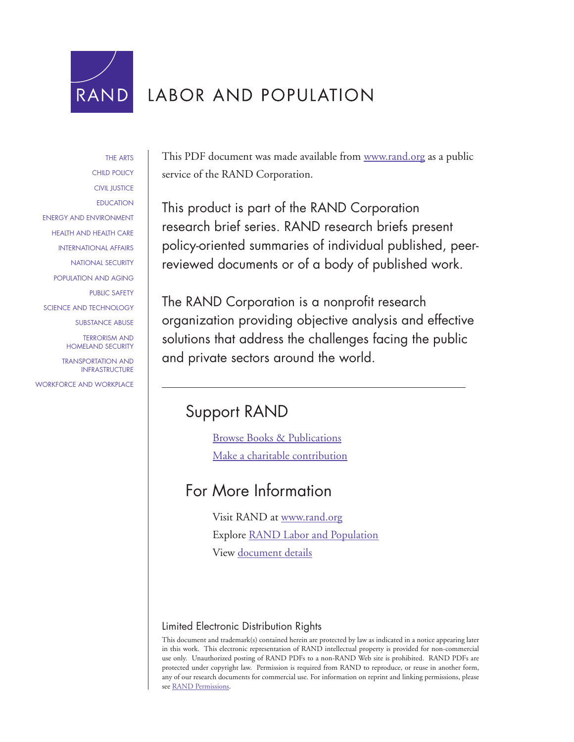RAND

# LABOR AND POPULATION

THE ARTS
CHILD POLICY
CIVIL JUSTICE
EDUCATION
ENERGY AND ENVIRONMENT
HEALTH AND HEALTH CARE
INTERNATIONAL AFFAIRS
NATIONAL SECURITY
POPULATION AND AGING
PUBLIC SAFETY
SCIENCE AND TECHNOLOGY
SUBSTANCE ABUSE
TERRORISM AND HOMELAND SECURITY
TRANSPORTATION AND INFRASTRUCTURE
WORKFORCE AND WORKPLACE

This PDF document was made available from www.rand.org as a public service of the RAND Corporation.

This product is part of the RAND Corporation research brief series. RAND research briefs present policy-oriented summaries of individual published, peer-reviewed documents or of a body of published work.

The RAND Corporation is a nonprofit research organization providing objective analysis and effective solutions that address the challenges facing the public and private sectors around the world.

## Support RAND

Browse Books & Publications
Make a charitable contribution

## For More Information

Visit RAND at www.rand.org
Explore RAND Labor and Population
View document details

### Limited Electronic Distribution Rights

This document and trademark(s) contained herein are protected by law as indicated in a notice appearing later in this work. This electronic representation of RAND intellectual property is provided for non-commercial use only. Unauthorized posting of RAND PDFs to a non-RAND Web site is prohibited. RAND PDFs are protected under copyright law. Permission is required from RAND to reproduce, or reuse in another form, any of our research documents for commercial use. For information on reprint and linking permissions, please see RAND Permissions.